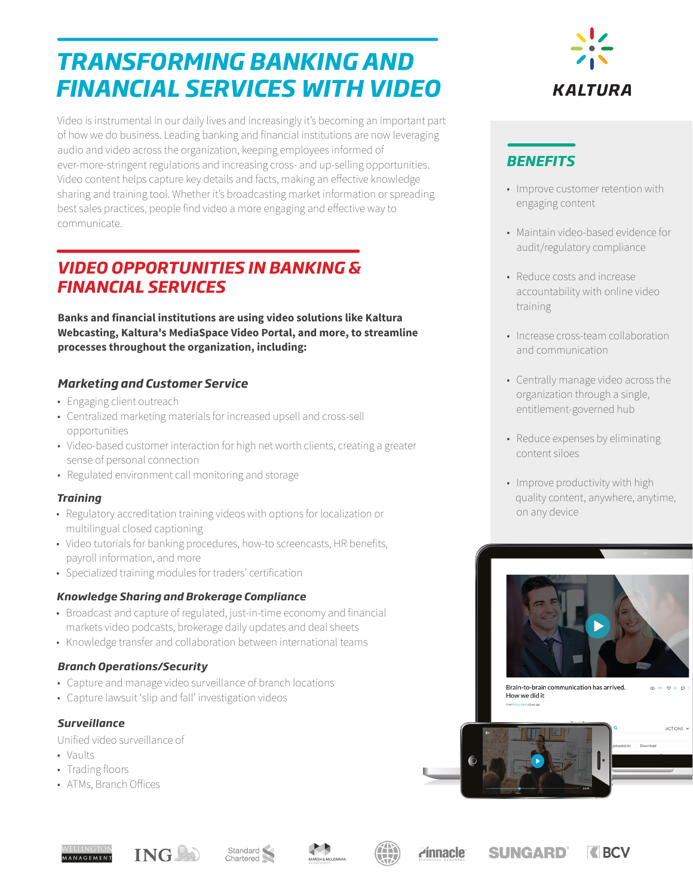# TRANSFORMING BANKING AND FINANCIAL SERVICES WITH VIDEO

KALTURA

Video is instrumental in our daily lives and increasingly it's becoming an important part of how we do business. Leading banking and financial institutions are now leveraging audio and video across the organization, keeping employees informed of ever-more-stringent regulations and increasing cross- and up-selling opportunities. Video content helps capture key details and facts, making an effective knowledge sharing and training tool. Whether it's broadcasting market information or spreading best sales practices, people find video a more engaging and effective way to communicate.

## VIDEO OPPORTUNITIES IN BANKING & FINANCIAL SERVICES

**Banks and financial institutions are using video solutions like Kaltura Webcasting, Kaltura's MediaSpace Video Portal, and more, to streamline processes throughout the organization, including:**

### Marketing and Customer Service

- Engaging client outreach
- Centralized marketing materials for increased upsell and cross-sell opportunities
- Video-based customer interaction for high net worth clients, creating a greater sense of personal connection
- Regulated environment call monitoring and storage

### Training

- Regulatory accreditation training videos with options for localization or multilingual closed captioning
- Video tutorials for banking procedures, how-to screencasts, HR benefits, payroll information, and more
- Specialized training modules for traders' certification

### Knowledge Sharing and Brokerage Compliance

- Broadcast and capture of regulated, just-in-time economy and financial markets video podcasts, brokerage daily updates and deal sheets
- Knowledge transfer and collaboration between international teams

### Branch Operations/Security

- Capture and manage video surveillance of branch locations
- Capture lawsuit 'slip and fall' investigation videos

### Surveillance

Unified video surveillance of

- Vaults
- Trading floors
- ATMs, Branch Offices

## BENEFITS

- Improve customer retention with engaging content
- Maintain video-based evidence for audit/regulatory compliance
- Reduce costs and increase accountability with online video training
- Increase cross-team collaboration and communication
- Centrally manage video across the organization through a single, entitlement-governed hub
- Reduce expenses by eliminating content siloes
- Improve productivity with high quality content, anywhere, anytime, on any device

WELLINGTON MANAGEMENT · ING · Standard Chartered · MARSH & McLENNAN COMPANIES · Pinnacle · SUNGARD · BCV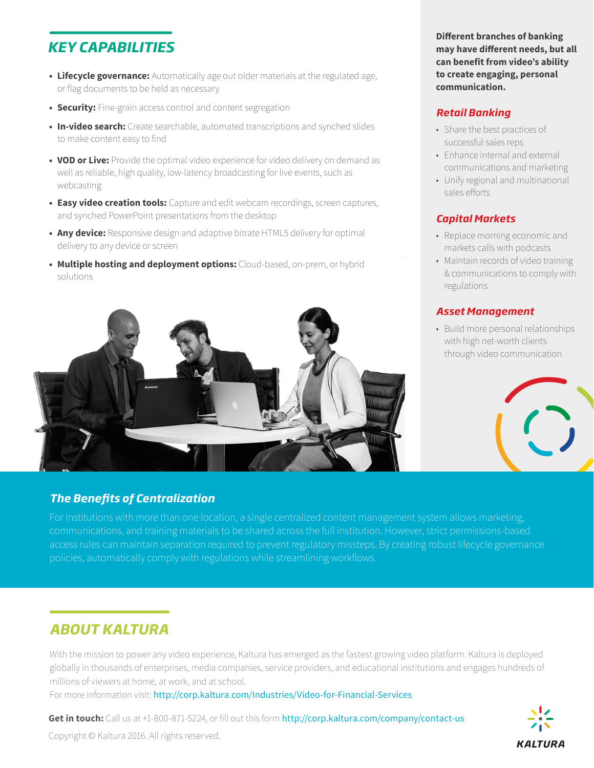## KEY CAPABILITIES

- **Lifecycle governance:** Automatically age out older materials at the regulated age, or flag documents to be held as necessary
- **Security:** Fine-grain access control and content segregation
- **In-video search:** Create searchable, automated transcriptions and synched slides to make content easy to find
- **VOD or Live:** Provide the optimal video experience for video delivery on demand as well as reliable, high quality, low-latency broadcasting for live events, such as webcasting
- **Easy video creation tools:** Capture and edit webcam recordings, screen captures, and synched PowerPoint presentations from the desktop
- **Any device:** Responsive design and adaptive bitrate HTML5 delivery for optimal delivery to any device or screen
- **Multiple hosting and deployment options:** Cloud-based, on-prem, or hybrid solutions

**Different branches of banking may have different needs, but all can benefit from video's ability to create engaging, personal communication.**

### *Retail Banking*

- Share the best practices of successful sales reps
- Enhance internal and external communications and marketing
- Unify regional and multinational sales efforts

### *Capital Markets*

- Replace morning economic and markets calls with podcasts
- Maintain records of video training & communications to comply with regulations

### *Asset Management*

- Build more personal relationships with high net-worth clients through video communication

### *The Benefits of Centralization*

For institutions with more than one location, a single centralized content management system allows marketing, communications, and training materials to be shared across the full institution. However, strict permissions-based access rules can maintain separation required to prevent regulatory missteps. By creating robust lifecycle governance policies, automatically comply with regulations while streamlining workflows.

## ABOUT KALTURA

With the mission to power any video experience, Kaltura has emerged as the fastest growing video platform. Kaltura is deployed globally in thousands of enterprises, media companies, service providers, and educational institutions and engages hundreds of millions of viewers at home, at work, and at school.
For more information visit: http://corp.kaltura.com/Industries/Video-for-Financial-Services

**Get in touch:** Call us at +1-800-871-5224, or fill out this form http://corp.kaltura.com/company/contact-us

Copyright © Kaltura 2016. All rights reserved.

KALTURA